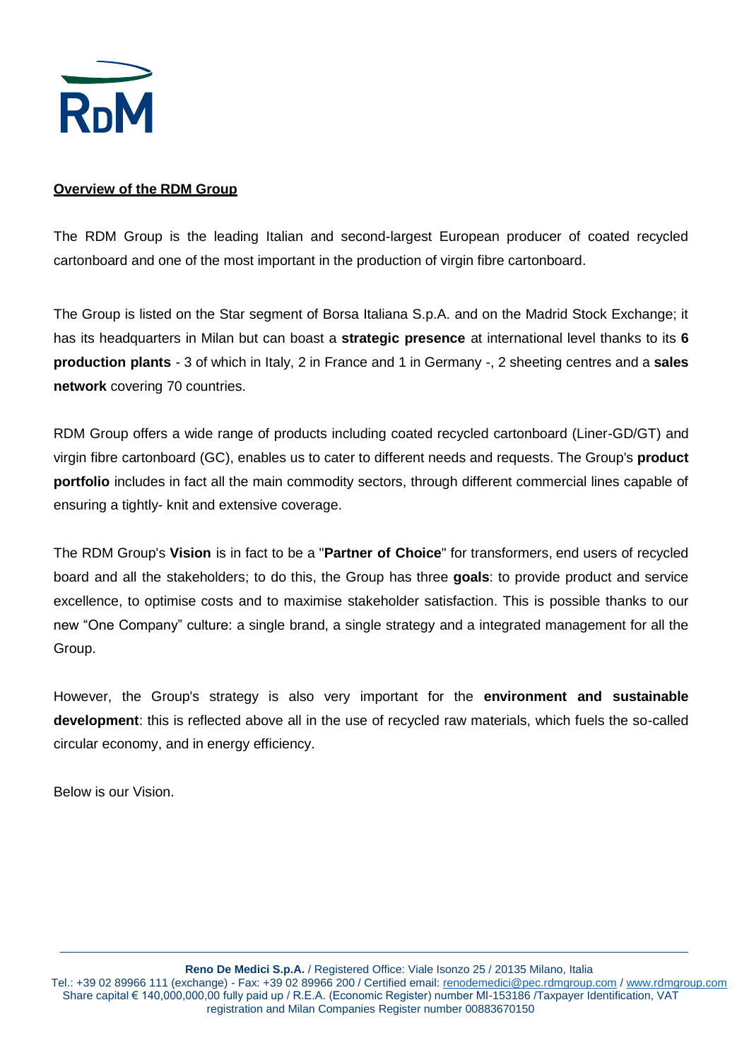**Overview of the RDM Group**

The RDM Group is the leading Italian and second-largest European producer of coated recycled cartonboard and one of the most important in the production of virgin fibre cartonboard.

The Group is listed on the Star segment of Borsa Italiana S.p.A. and on the Madrid Stock Exchange; it has its headquarters in Milan but can boast a **strategic presence** at international level thanks to its **6 production plants** - 3 of which in Italy, 2 in France and 1 in Germany -, 2 sheeting centres and a **sales network** covering 70 countries.

RDM Group offers a wide range of products including coated recycled cartonboard (Liner-GD/GT) and virgin fibre cartonboard (GC), enables us to cater to different needs and requests. The Group's **product portfolio** includes in fact all the main commodity sectors, through different commercial lines capable of ensuring a tightly- knit and extensive coverage.

The RDM Group's **Vision** is in fact to be a "**Partner of Choice**" for transformers, end users of recycled board and all the stakeholders; to do this, the Group has three **goals**: to provide product and service excellence, to optimise costs and to maximise stakeholder satisfaction. This is possible thanks to our new "One Company" culture: a single brand, a single strategy and a integrated management for all the Group.

However, the Group's strategy is also very important for the **environment and sustainable development**: this is reflected above all in the use of recycled raw materials, which fuels the so-called circular economy, and in energy efficiency.

Below is our Vision.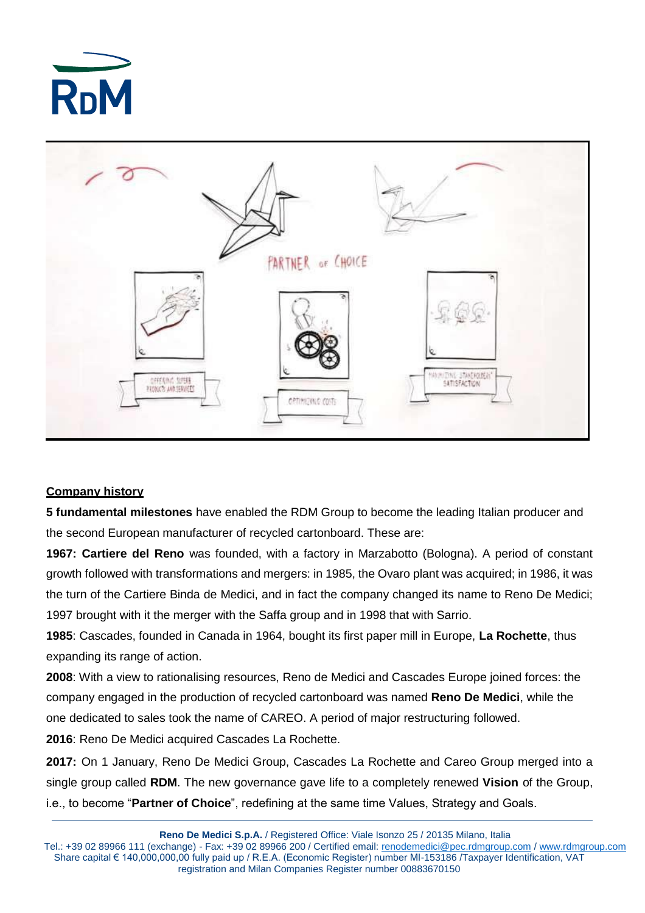## Company history

**5 fundamental milestones** have enabled the RDM Group to become the leading Italian producer and the second European manufacturer of recycled cartonboard. These are:

**1967: Cartiere del Reno** was founded, with a factory in Marzabotto (Bologna). A period of constant growth followed with transformations and mergers: in 1985, the Ovaro plant was acquired; in 1986, it was the turn of the Cartiere Binda de Medici, and in fact the company changed its name to Reno De Medici; 1997 brought with it the merger with the Saffa group and in 1998 that with Sarrio.

**1985**: Cascades, founded in Canada in 1964, bought its first paper mill in Europe, **La Rochette**, thus expanding its range of action.

**2008**: With a view to rationalising resources, Reno de Medici and Cascades Europe joined forces: the company engaged in the production of recycled cartonboard was named **Reno De Medici**, while the one dedicated to sales took the name of CAREO. A period of major restructuring followed.

**2016**: Reno De Medici acquired Cascades La Rochette.

**2017:** On 1 January, Reno De Medici Group, Cascades La Rochette and Careo Group merged into a single group called **RDM**. The new governance gave life to a completely renewed **Vision** of the Group, i.e., to become "**Partner of Choice**", redefining at the same time Values, Strategy and Goals.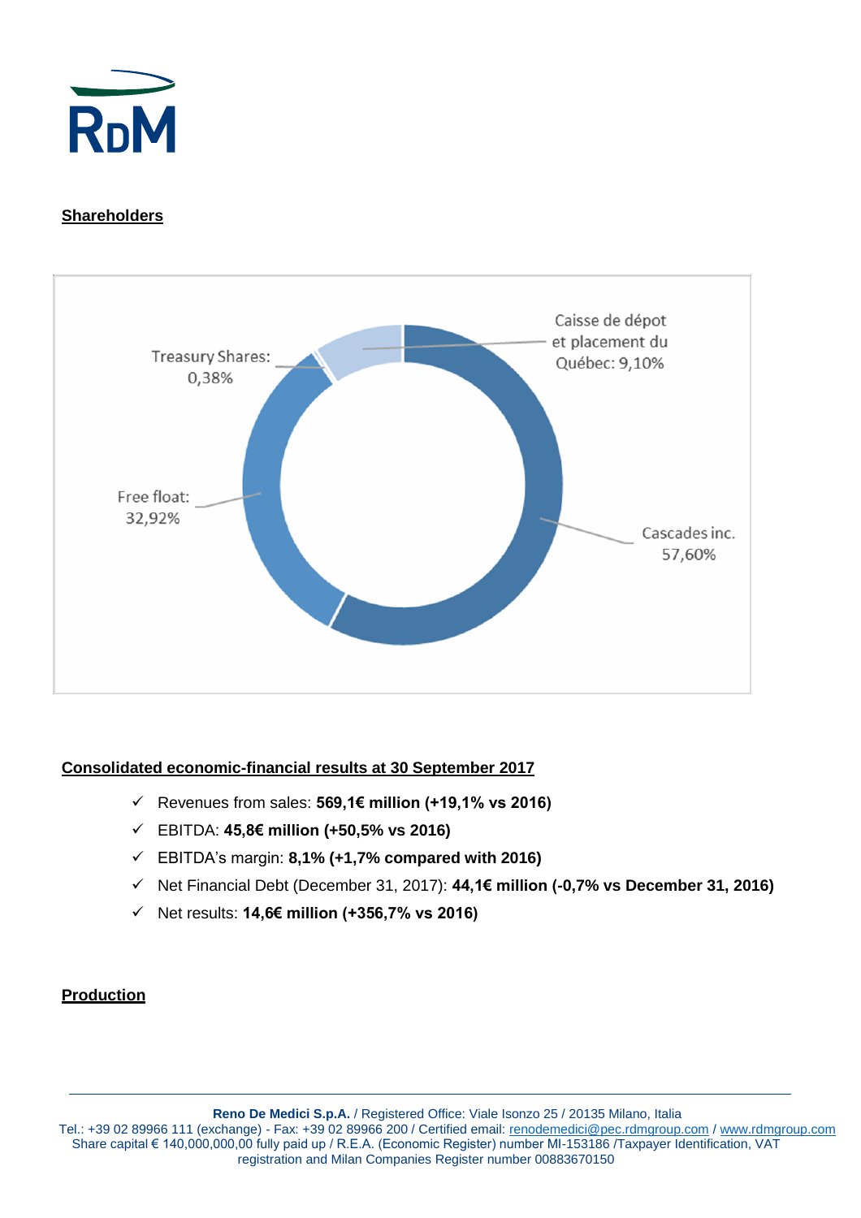## Shareholders

Treasury Shares: 0,38%

Caisse de dépot et placement du Québec: 9,10%

Free float: 32,92%

Cascades inc. 57,60%

## Consolidated economic-financial results at 30 September 2017

- ✓ Revenues from sales: **569,1€ million (+19,1% vs 2016)**
- ✓ EBITDA: **45,8€ million (+50,5% vs 2016)**
- ✓ EBITDA's margin: **8,1% (+1,7% compared with 2016)**
- ✓ Net Financial Debt (December 31, 2017): **44,1€ million (-0,7% vs December 31, 2016)**
- ✓ Net results: **14,6€ million (+356,7% vs 2016)**

## Production

**Reno De Medici S.p.A.** / Registered Office: Viale Isonzo 25 / 20135 Milano, Italia
Tel.: +39 02 89966 111 (exchange) - Fax: +39 02 89966 200 / Certified email: renodemedici@pec.rdmgroup.com / www.rdmgroup.com
Share capital € 140,000,000,00 fully paid up / R.E.A. (Economic Register) number MI-153186 /Taxpayer Identification, VAT registration and Milan Companies Register number 00883670150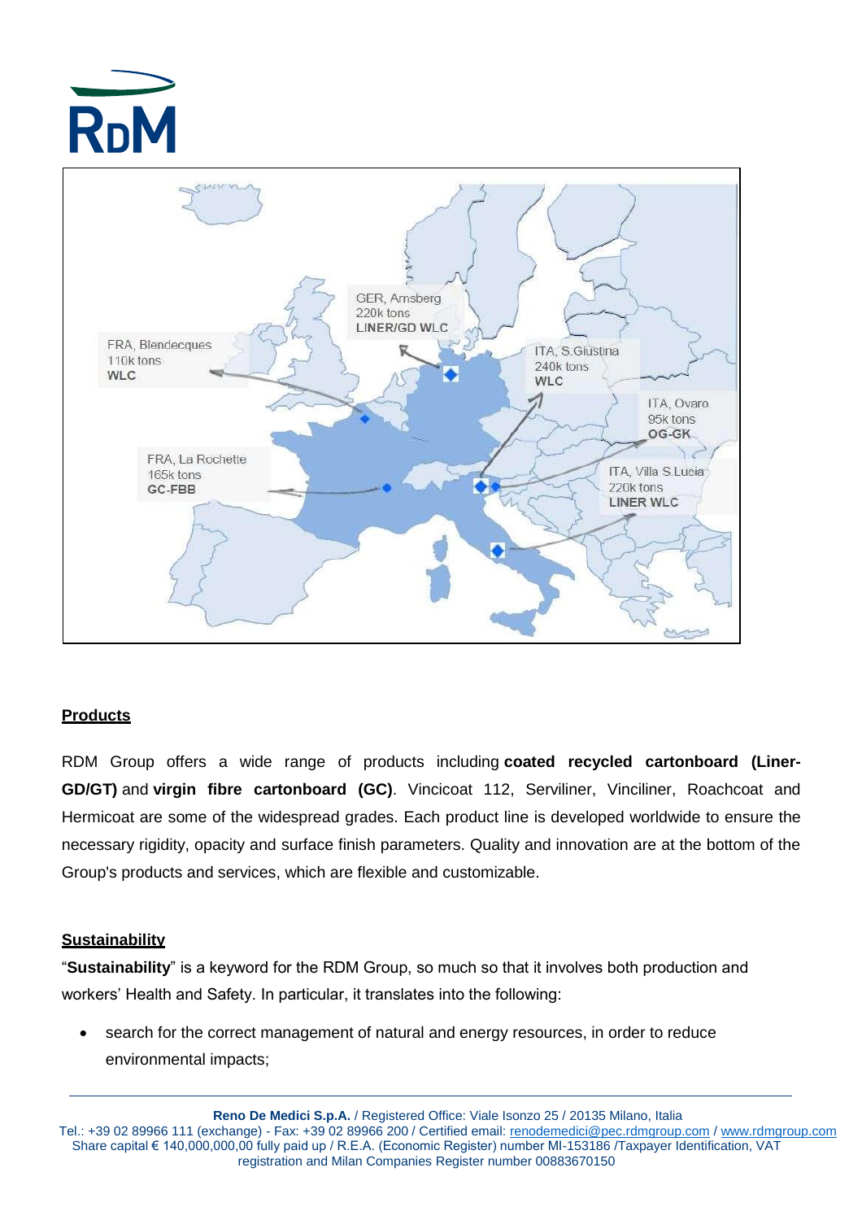FRA, Blendecques
110k tons
WLC

GER, Arnsberg
220k tons
LINER/GD WLC

ITA, S.Giustina
240k tons
WLC

ITA, Ovaro
95k tons
OG-GK

FRA, La Rochette
165k tons
GC-FBB

ITA, Villa S.Lucia
220k tons
LINER WLC

## Products

RDM Group offers a wide range of products including **coated recycled cartonboard (Liner-GD/GT)** and **virgin fibre cartonboard (GC)**. Vincicoat 112, Serviliner, Vinciliner, Roachcoat and Hermicoat are some of the widespread grades. Each product line is developed worldwide to ensure the necessary rigidity, opacity and surface finish parameters. Quality and innovation are at the bottom of the Group's products and services, which are flexible and customizable.

## Sustainability

"**Sustainability**" is a keyword for the RDM Group, so much so that it involves both production and workers' Health and Safety. In particular, it translates into the following:

- search for the correct management of natural and energy resources, in order to reduce environmental impacts;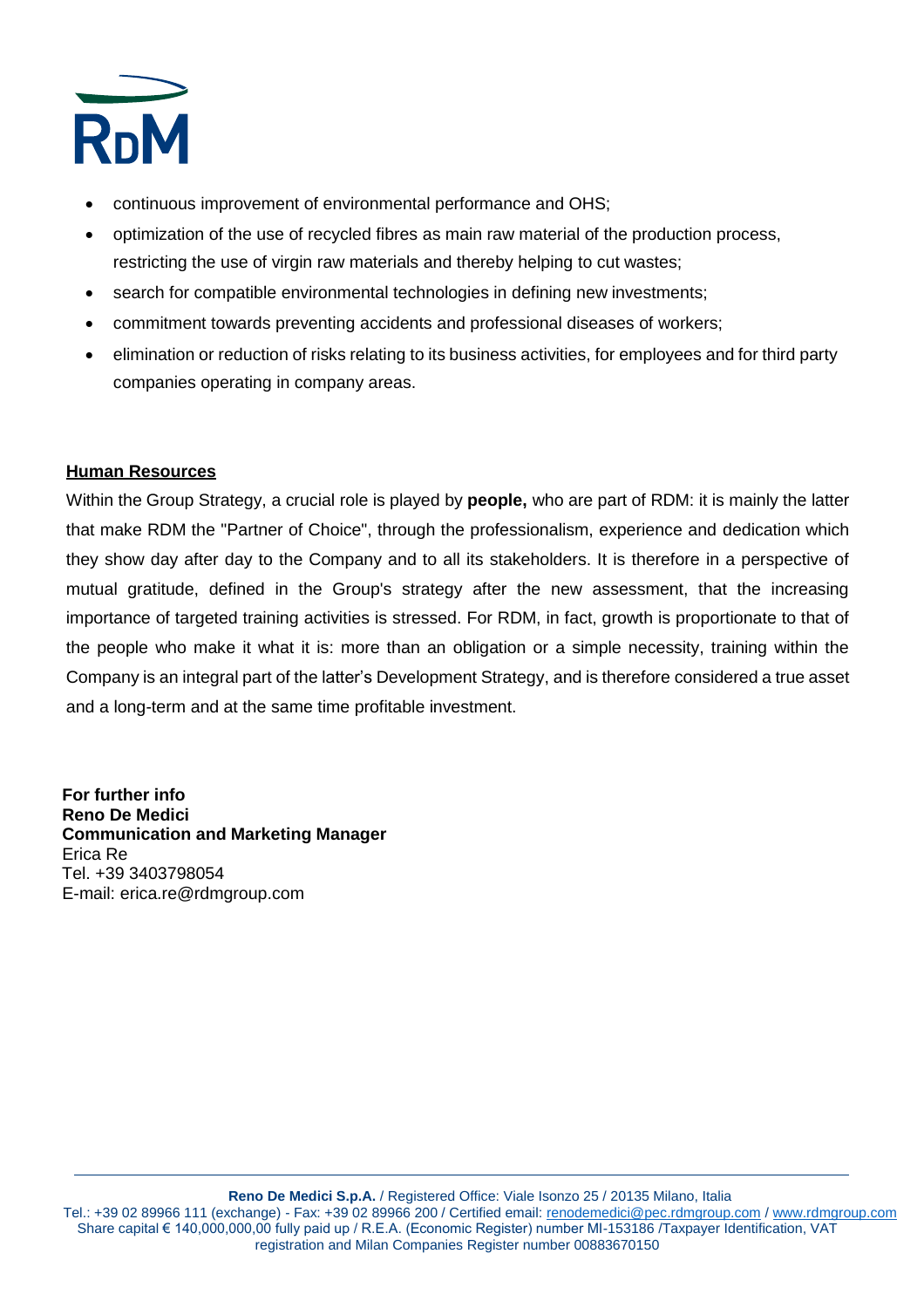- continuous improvement of environmental performance and OHS;
- optimization of the use of recycled fibres as main raw material of the production process, restricting the use of virgin raw materials and thereby helping to cut wastes;
- search for compatible environmental technologies in defining new investments;
- commitment towards preventing accidents and professional diseases of workers;
- elimination or reduction of risks relating to its business activities, for employees and for third party companies operating in company areas.

**Human Resources**

Within the Group Strategy, a crucial role is played by **people,** who are part of RDM: it is mainly the latter that make RDM the "Partner of Choice", through the professionalism, experience and dedication which they show day after day to the Company and to all its stakeholders. It is therefore in a perspective of mutual gratitude, defined in the Group's strategy after the new assessment, that the increasing importance of targeted training activities is stressed. For RDM, in fact, growth is proportionate to that of the people who make it what it is: more than an obligation or a simple necessity, training within the Company is an integral part of the latter's Development Strategy, and is therefore considered a true asset and a long-term and at the same time profitable investment.

**For further info**
**Reno De Medici**
**Communication and Marketing Manager**
Erica Re
Tel. +39 3403798054
E-mail: erica.re@rdmgroup.com

**Reno De Medici S.p.A.** / Registered Office: Viale Isonzo 25 / 20135 Milano, Italia
Tel.: +39 02 89966 111 (exchange) - Fax: +39 02 89966 200 / Certified email: renodemedici@pec.rdmgroup.com / www.rdmgroup.com
Share capital € 140,000,000,00 fully paid up / R.E.A. (Economic Register) number MI-153186 /Taxpayer Identification, VAT registration and Milan Companies Register number 00883670150